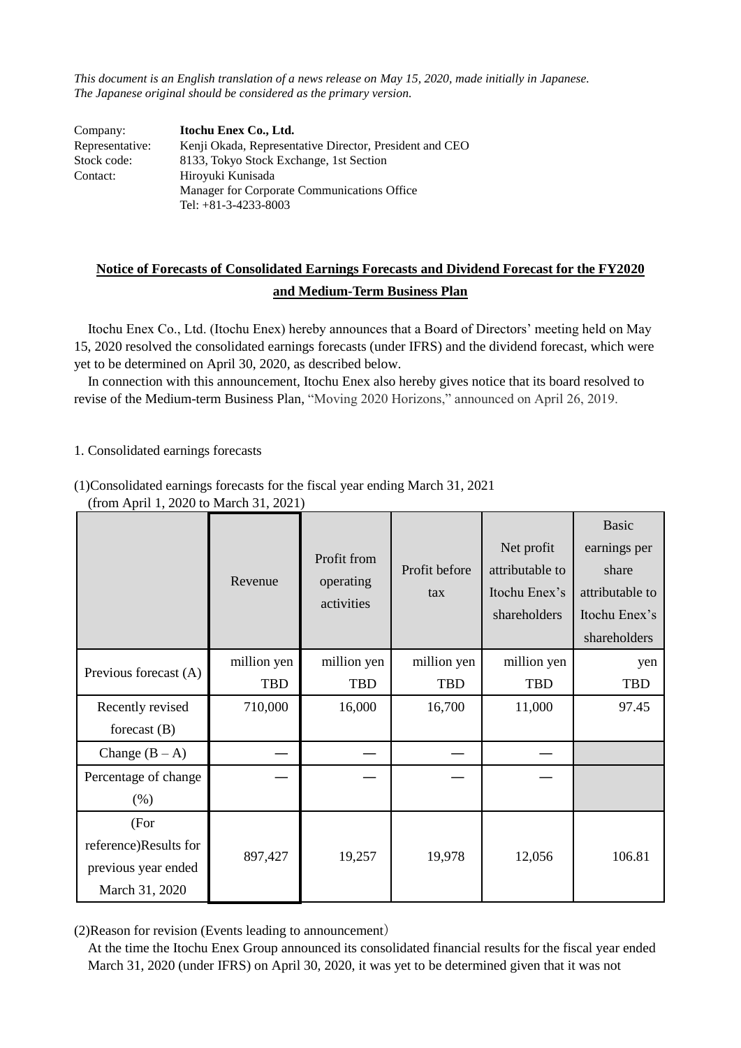*This document is an English translation of a news release on May 15, 2020, made initially in Japanese. The Japanese original should be considered as the primary version.*

Company: **Itochu Enex Co., Ltd.**
Representative: Kenji Okada, Representative Director, President and CEO
Stock code: 8133, Tokyo Stock Exchange, 1st Section
Contact: Hiroyuki Kunisada
Manager for Corporate Communications Office
Tel: +81-3-4233-8003

## Notice of Forecasts of Consolidated Earnings Forecasts and Dividend Forecast for the FY2020 and Medium-Term Business Plan

Itochu Enex Co., Ltd. (Itochu Enex) hereby announces that a Board of Directors' meeting held on May 15, 2020 resolved the consolidated earnings forecasts (under IFRS) and the dividend forecast, which were yet to be determined on April 30, 2020, as described below.

In connection with this announcement, Itochu Enex also hereby gives notice that its board resolved to revise of the Medium-term Business Plan, "Moving 2020 Horizons," announced on April 26, 2019.

1. Consolidated earnings forecasts

(1)Consolidated earnings forecasts for the fiscal year ending March 31, 2021
(from April 1, 2020 to March 31, 2021)

| | Revenue | Profit from operating activities | Profit before tax | Net profit attributable to Itochu Enex's shareholders | Basic earnings per share attributable to Itochu Enex's shareholders |
|---|---|---|---|---|---|
| | million yen | million yen | million yen | million yen | yen |
| Previous forecast (A) | TBD | TBD | TBD | TBD | TBD |
| Recently revised forecast (B) | 710,000 | 16,000 | 16,700 | 11,000 | 97.45 |
| Change (B – A) | — | — | — | — | |
| Percentage of change (%) | — | — | — | — | |
| (For reference)Results for previous year ended March 31, 2020 | 897,427 | 19,257 | 19,978 | 12,056 | 106.81 |

(2)Reason for revision (Events leading to announcement)

At the time the Itochu Enex Group announced its consolidated financial results for the fiscal year ended March 31, 2020 (under IFRS) on April 30, 2020, it was yet to be determined given that it was not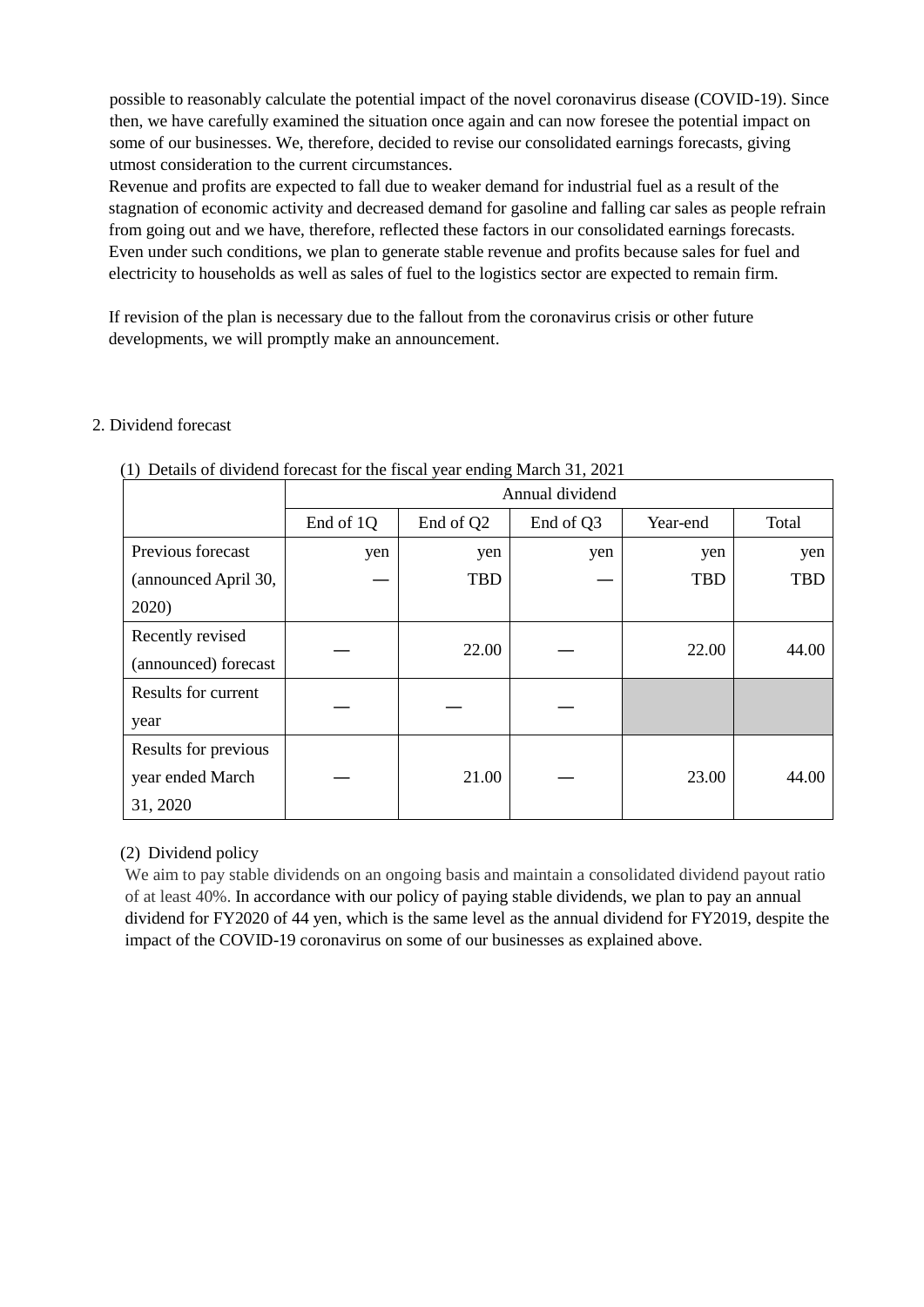possible to reasonably calculate the potential impact of the novel coronavirus disease (COVID-19). Since then, we have carefully examined the situation once again and can now foresee the potential impact on some of our businesses. We, therefore, decided to revise our consolidated earnings forecasts, giving utmost consideration to the current circumstances.

Revenue and profits are expected to fall due to weaker demand for industrial fuel as a result of the stagnation of economic activity and decreased demand for gasoline and falling car sales as people refrain from going out and we have, therefore, reflected these factors in our consolidated earnings forecasts. Even under such conditions, we plan to generate stable revenue and profits because sales for fuel and electricity to households as well as sales of fuel to the logistics sector are expected to remain firm.

If revision of the plan is necessary due to the fallout from the coronavirus crisis or other future developments, we will promptly make an announcement.

## 2. Dividend forecast

(1) Details of dividend forecast for the fiscal year ending March 31, 2021

| | Annual dividend | | | | |
|---|---|---|---|---|---|
| | End of 1Q | End of Q2 | End of Q3 | Year-end | Total |
| Previous forecast (announced April 30, 2020) | yen<br>— | yen<br>TBD | yen<br>— | yen<br>TBD | yen<br>TBD |
| Recently revised (announced) forecast | — | 22.00 | — | 22.00 | 44.00 |
| Results for current year | — | — | — | | |
| Results for previous year ended March 31, 2020 | — | 21.00 | — | 23.00 | 44.00 |

(2) Dividend policy

We aim to pay stable dividends on an ongoing basis and maintain a consolidated dividend payout ratio of at least 40%. In accordance with our policy of paying stable dividends, we plan to pay an annual dividend for FY2020 of 44 yen, which is the same level as the annual dividend for FY2019, despite the impact of the COVID-19 coronavirus on some of our businesses as explained above.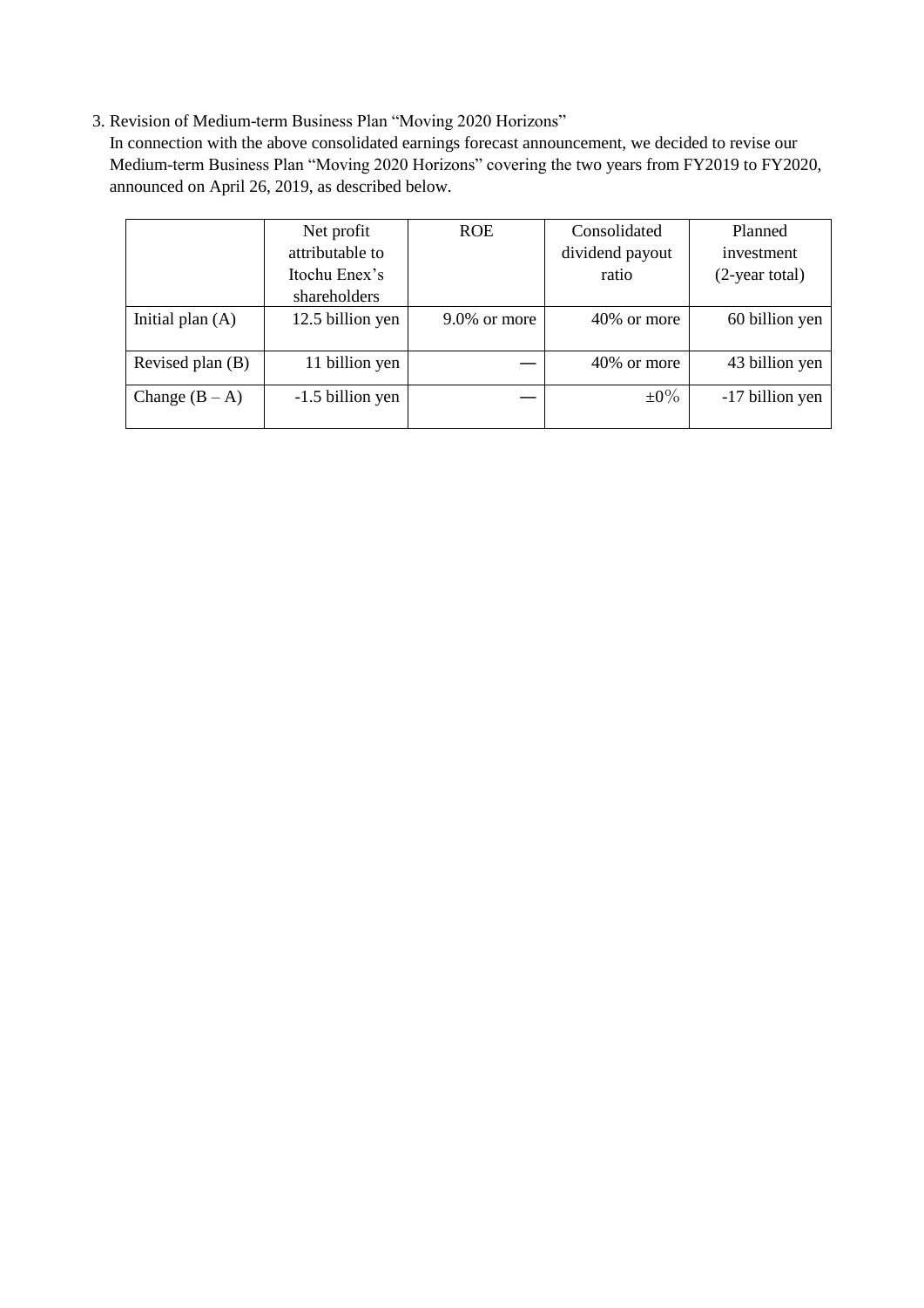3. Revision of Medium-term Business Plan “Moving 2020 Horizons”

In connection with the above consolidated earnings forecast announcement, we decided to revise our Medium-term Business Plan “Moving 2020 Horizons” covering the two years from FY2019 to FY2020, announced on April 26, 2019, as described below.

| | Net profit attributable to Itochu Enex’s shareholders | ROE | Consolidated dividend payout ratio | Planned investment (2-year total) |
|---|---|---|---|---|
| Initial plan (A) | 12.5 billion yen | 9.0% or more | 40% or more | 60 billion yen |
| Revised plan (B) | 11 billion yen | — | 40% or more | 43 billion yen |
| Change (B – A) | -1.5 billion yen | — | ±0% | -17 billion yen |